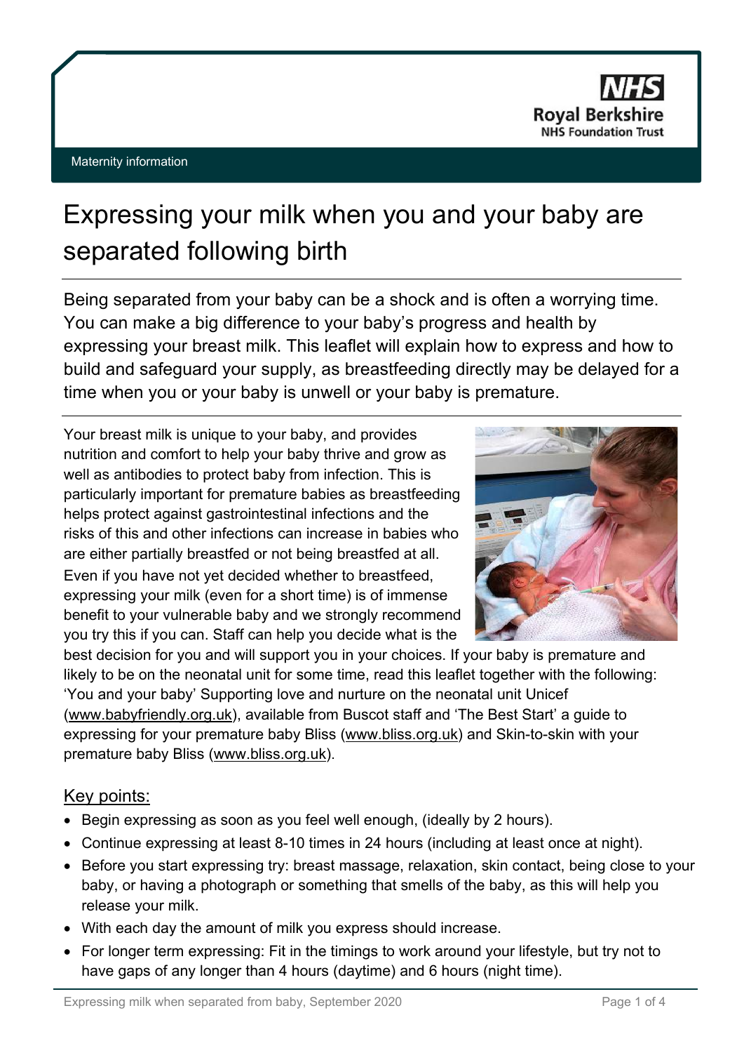Maternity information

# Expressing your milk when you and your baby are separated following birth

Being separated from your baby can be a shock and is often a worrying time. You can make a big difference to your baby's progress and health by expressing your breast milk. This leaflet will explain how to express and how to build and safeguard your supply, as breastfeeding directly may be delayed for a time when you or your baby is unwell or your baby is premature.

Your breast milk is unique to your baby, and provides nutrition and comfort to help your baby thrive and grow as well as antibodies to protect baby from infection. This is particularly important for premature babies as breastfeeding helps protect against gastrointestinal infections and the risks of this and other infections can increase in babies who are either partially breastfed or not being breastfed at all. Even if you have not yet decided whether to breastfeed, expressing your milk (even for a short time) is of immense benefit to your vulnerable baby and we strongly recommend you try this if you can. Staff can help you decide what is the best decision for you and will support you in your choices. If your baby is premature and likely to be on the neonatal unit for some time, read this leaflet together with the following: 'You and your baby' Supporting love and nurture on the neonatal unit Unicef (www.babyfriendly.org.uk), available from Buscot staff and 'The Best Start' a guide to expressing for your premature baby Bliss (www.bliss.org.uk) and Skin-to-skin with your premature baby Bliss (www.bliss.org.uk).

## Key points:

- Begin expressing as soon as you feel well enough, (ideally by 2 hours).
- Continue expressing at least 8-10 times in 24 hours (including at least once at night).
- Before you start expressing try: breast massage, relaxation, skin contact, being close to your baby, or having a photograph or something that smells of the baby, as this will help you release your milk.
- With each day the amount of milk you express should increase.
- For longer term expressing: Fit in the timings to work around your lifestyle, but try not to have gaps of any longer than 4 hours (daytime) and 6 hours (night time).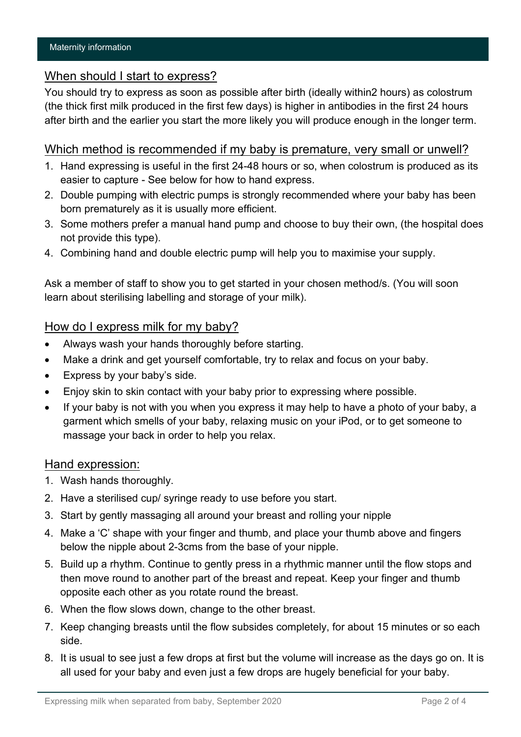## When should I start to express?

You should try to express as soon as possible after birth (ideally within2 hours) as colostrum (the thick first milk produced in the first few days) is higher in antibodies in the first 24 hours after birth and the earlier you start the more likely you will produce enough in the longer term.

## Which method is recommended if my baby is premature, very small or unwell?

1. Hand expressing is useful in the first 24-48 hours or so, when colostrum is produced as its easier to capture - See below for how to hand express.
2. Double pumping with electric pumps is strongly recommended where your baby has been born prematurely as it is usually more efficient.
3. Some mothers prefer a manual hand pump and choose to buy their own, (the hospital does not provide this type).
4. Combining hand and double electric pump will help you to maximise your supply.

Ask a member of staff to show you to get started in your chosen method/s. (You will soon learn about sterilising labelling and storage of your milk).

## How do I express milk for my baby?

- Always wash your hands thoroughly before starting.
- Make a drink and get yourself comfortable, try to relax and focus on your baby.
- Express by your baby's side.
- Enjoy skin to skin contact with your baby prior to expressing where possible.
- If your baby is not with you when you express it may help to have a photo of your baby, a garment which smells of your baby, relaxing music on your iPod, or to get someone to massage your back in order to help you relax.

## Hand expression:

1. Wash hands thoroughly.
2. Have a sterilised cup/ syringe ready to use before you start.
3. Start by gently massaging all around your breast and rolling your nipple
4. Make a 'C' shape with your finger and thumb, and place your thumb above and fingers below the nipple about 2-3cms from the base of your nipple.
5. Build up a rhythm. Continue to gently press in a rhythmic manner until the flow stops and then move round to another part of the breast and repeat. Keep your finger and thumb opposite each other as you rotate round the breast.
6. When the flow slows down, change to the other breast.
7. Keep changing breasts until the flow subsides completely, for about 15 minutes or so each side.
8. It is usual to see just a few drops at first but the volume will increase as the days go on. It is all used for your baby and even just a few drops are hugely beneficial for your baby.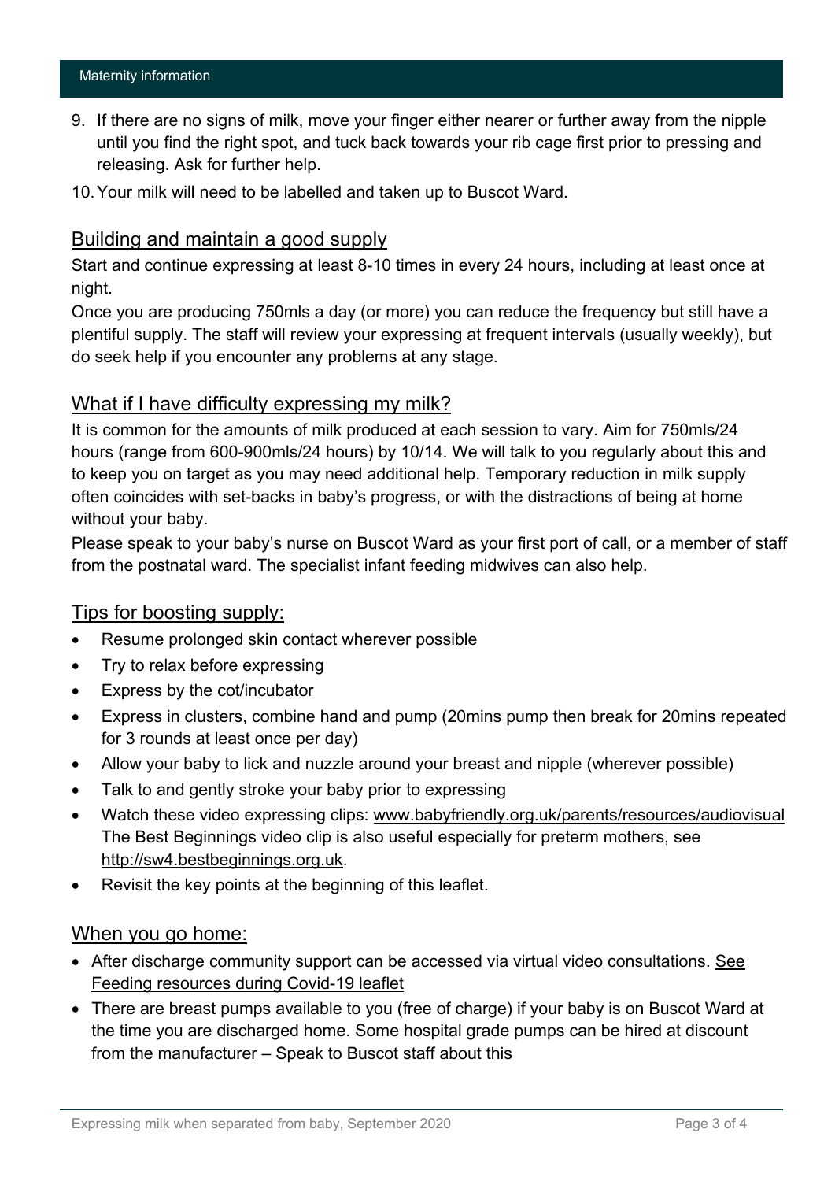9. If there are no signs of milk, move your finger either nearer or further away from the nipple until you find the right spot, and tuck back towards your rib cage first prior to pressing and releasing. Ask for further help.
10. Your milk will need to be labelled and taken up to Buscot Ward.

## Building and maintain a good supply

Start and continue expressing at least 8-10 times in every 24 hours, including at least once at night.

Once you are producing 750mls a day (or more) you can reduce the frequency but still have a plentiful supply. The staff will review your expressing at frequent intervals (usually weekly), but do seek help if you encounter any problems at any stage.

## What if I have difficulty expressing my milk?

It is common for the amounts of milk produced at each session to vary. Aim for 750mls/24 hours (range from 600-900mls/24 hours) by 10/14. We will talk to you regularly about this and to keep you on target as you may need additional help. Temporary reduction in milk supply often coincides with set-backs in baby's progress, or with the distractions of being at home without your baby.

Please speak to your baby's nurse on Buscot Ward as your first port of call, or a member of staff from the postnatal ward. The specialist infant feeding midwives can also help.

## Tips for boosting supply:

- Resume prolonged skin contact wherever possible
- Try to relax before expressing
- Express by the cot/incubator
- Express in clusters, combine hand and pump (20mins pump then break for 20mins repeated for 3 rounds at least once per day)
- Allow your baby to lick and nuzzle around your breast and nipple (wherever possible)
- Talk to and gently stroke your baby prior to expressing
- Watch these video expressing clips: www.babyfriendly.org.uk/parents/resources/audiovisual The Best Beginnings video clip is also useful especially for preterm mothers, see http://sw4.bestbeginnings.org.uk.
- Revisit the key points at the beginning of this leaflet.

## When you go home:

- After discharge community support can be accessed via virtual video consultations. See Feeding resources during Covid-19 leaflet
- There are breast pumps available to you (free of charge) if your baby is on Buscot Ward at the time you are discharged home. Some hospital grade pumps can be hired at discount from the manufacturer – Speak to Buscot staff about this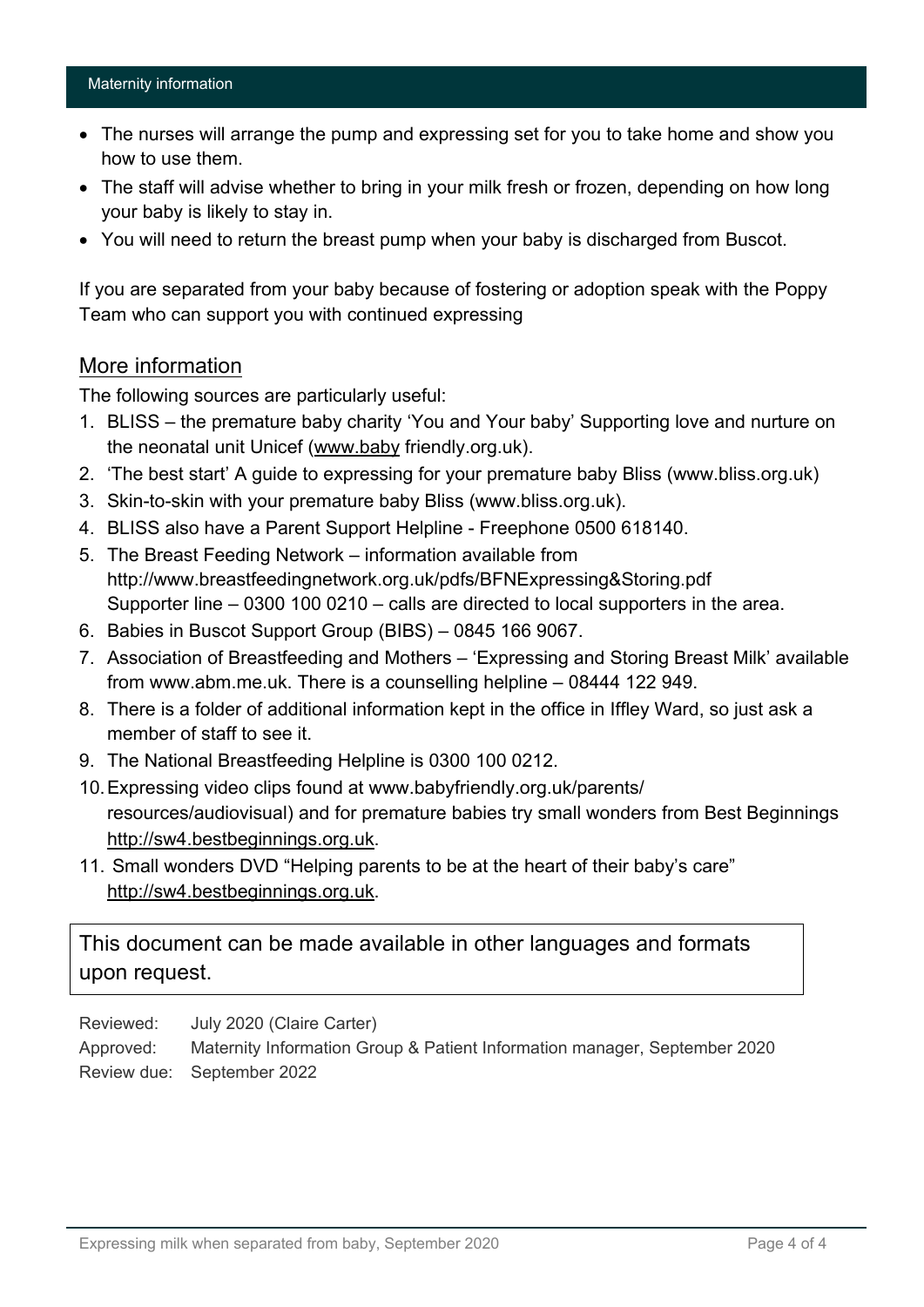- The nurses will arrange the pump and expressing set for you to take home and show you how to use them.
- The staff will advise whether to bring in your milk fresh or frozen, depending on how long your baby is likely to stay in.
- You will need to return the breast pump when your baby is discharged from Buscot.

If you are separated from your baby because of fostering or adoption speak with the Poppy Team who can support you with continued expressing

## More information

The following sources are particularly useful:

1. BLISS – the premature baby charity 'You and Your baby' Supporting love and nurture on the neonatal unit Unicef (www.baby friendly.org.uk).
2. 'The best start' A guide to expressing for your premature baby Bliss (www.bliss.org.uk)
3. Skin-to-skin with your premature baby Bliss (www.bliss.org.uk).
4. BLISS also have a Parent Support Helpline - Freephone 0500 618140.
5. The Breast Feeding Network – information available from http://www.breastfeedingnetwork.org.uk/pdfs/BFNExpressing&Storing.pdf Supporter line – 0300 100 0210 – calls are directed to local supporters in the area.
6. Babies in Buscot Support Group (BIBS) – 0845 166 9067.
7. Association of Breastfeeding and Mothers – 'Expressing and Storing Breast Milk' available from www.abm.me.uk. There is a counselling helpline – 08444 122 949.
8. There is a folder of additional information kept in the office in Iffley Ward, so just ask a member of staff to see it.
9. The National Breastfeeding Helpline is 0300 100 0212.
10. Expressing video clips found at www.babyfriendly.org.uk/parents/ resources/audiovisual) and for premature babies try small wonders from Best Beginnings http://sw4.bestbeginnings.org.uk.
11. Small wonders DVD "Helping parents to be at the heart of their baby's care" http://sw4.bestbeginnings.org.uk.

This document can be made available in other languages and formats upon request.

Reviewed: July 2020 (Claire Carter)
Approved: Maternity Information Group & Patient Information manager, September 2020
Review due: September 2022